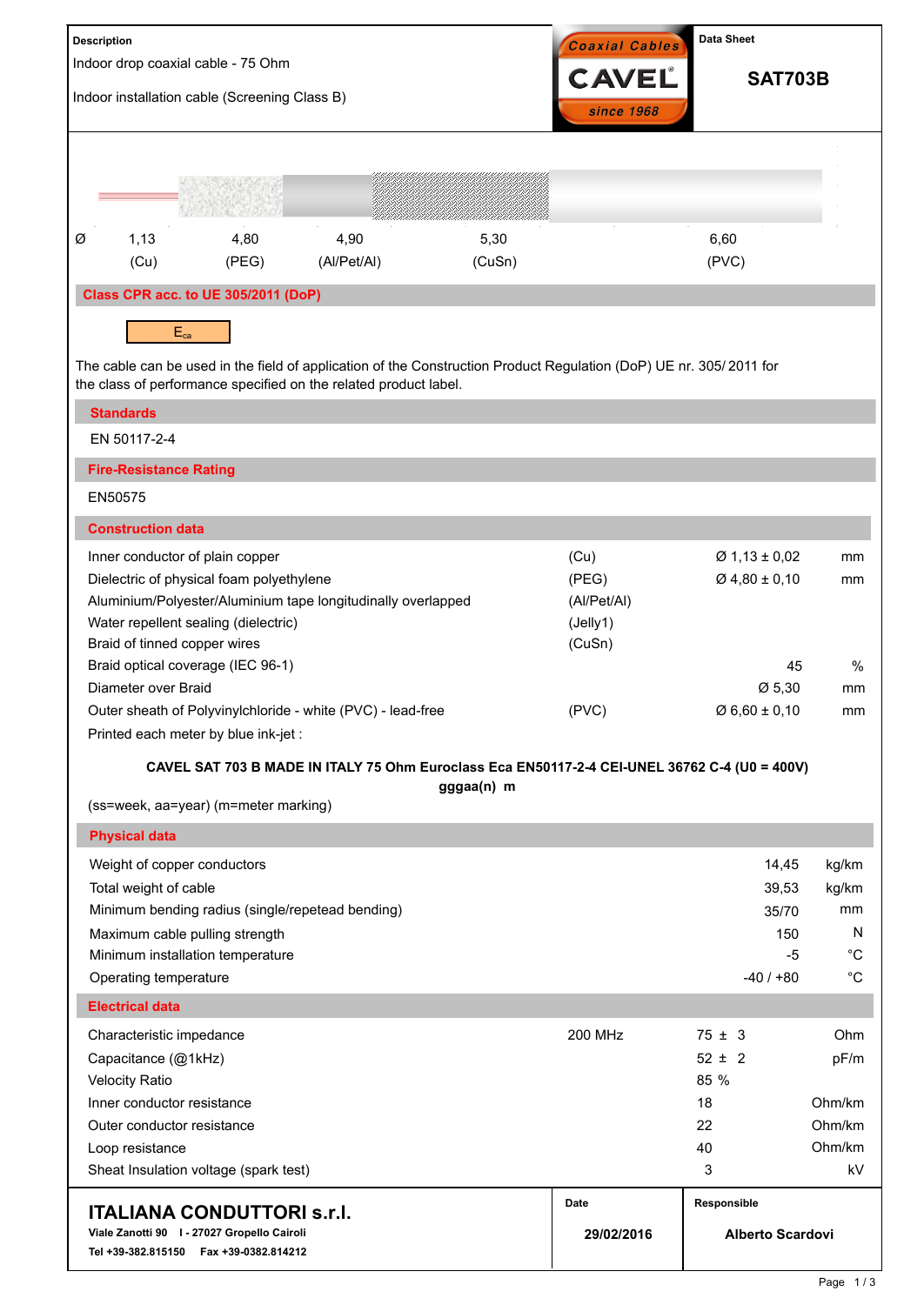**Description**

Indoor drop coaxial cable - 75 Ohm

Indoor installation cable (Screening Class B)

Coaxial Cables CAVEL since 1968

**Data Sheet**

# SAT703B

| Ø | 1,13 | 4,80 | 4,90 | 5,30 | 6,60 |
|---|---|---|---|---|---|
| | (Cu) | (PEG) | (Al/Pet/Al) | (CuSn) | (PVC) |

## Class CPR acc. to UE 305/2011 (DoP)

$E_{ca}$

The cable can be used in the field of application of the Construction Product Regulation (DoP) UE nr. 305/ 2011 for the class of performance specified on the related product label.

## Standards

EN 50117-2-4

## Fire-Resistance Rating

EN50575

## Construction data

| | | | |
|---|---|---|---|
| Inner conductor of plain copper | (Cu) | Ø 1,13 ± 0,02 | mm |
| Dielectric of physical foam polyethylene | (PEG) | Ø 4,80 ± 0,10 | mm |
| Aluminium/Polyester/Aluminium tape longitudinally overlapped | (Al/Pet/Al) | | |
| Water repellent sealing (dielectric) | (Jelly1) | | |
| Braid of tinned copper wires | (CuSn) | | |
| Braid optical coverage (IEC 96-1) | | 45 | % |
| Diameter over Braid | | Ø 5,30 | mm |
| Outer sheath of Polyvinylchloride - white (PVC) - lead-free | (PVC) | Ø 6,60 ± 0,10 | mm |

Printed each meter by blue ink-jet :

**CAVEL SAT 703 B MADE IN ITALY 75 Ohm Euroclass Eca EN50117-2-4 CEI-UNEL 36762 C-4 (U0 = 400V) gggaa(n) m**

(ss=week, aa=year) (m=meter marking)

## Physical data

| | | |
|---|---|---|
| Weight of copper conductors | 14,45 | kg/km |
| Total weight of cable | 39,53 | kg/km |
| Minimum bending radius (single/repetead bending) | 35/70 | mm |
| Maximum cable pulling strength | 150 | N |
| Minimum installation temperature | -5 | °C |
| Operating temperature | -40 / +80 | °C |

## Electrical data

| | | | |
|---|---|---|---|
| Characteristic impedance | 200 MHz | 75 ± 3 | Ohm |
| Capacitance (@1kHz) | | 52 ± 2 | pF/m |
| Velocity Ratio | | 85 % | |
| Inner conductor resistance | | 18 | Ohm/km |
| Outer conductor resistance | | 22 | Ohm/km |
| Loop resistance | | 40 | Ohm/km |
| Sheat Insulation voltage (spark test) | | 3 | kV |

**ITALIANA CONDUTTORI s.r.l.**
Viale Zanotti 90 I - 27027 Gropello Cairoli
Tel +39-382.815150 Fax +39-0382.814212

**Date**: 29/02/2016

**Responsible**: Alberto Scardovi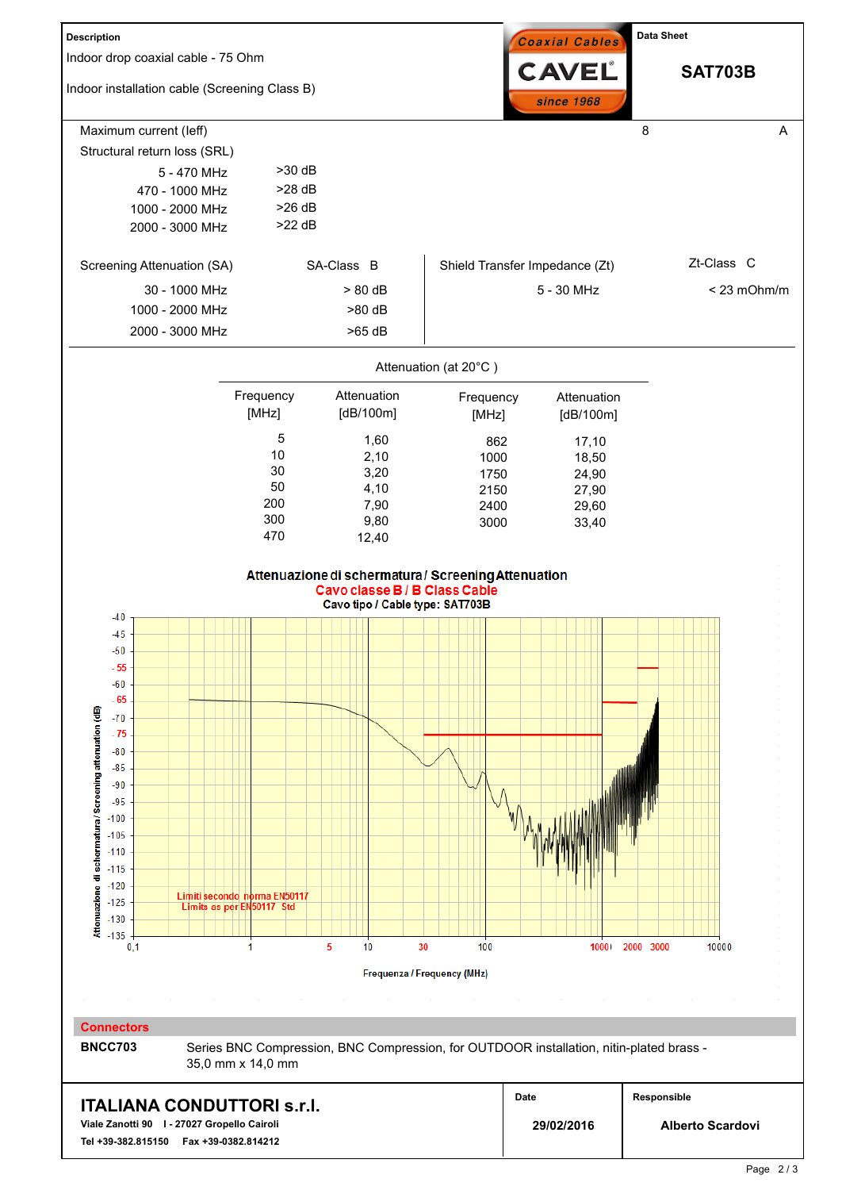| Description | Data Sheet |
|---|---|
| Indoor drop coaxial cable - 75 Ohm | **SAT703B** |
| Indoor installation cable (Screening Class B) | |

Maximum current (Ieff) 8 A

Structural return loss (SRL)

| Frequency | SRL |
|---|---|
| 5 - 470 MHz | >30 dB |
| 470 - 1000 MHz | >28 dB |
| 1000 - 2000 MHz | >26 dB |
| 2000 - 3000 MHz | >22 dB |

| Screening Attenuation (SA) | SA-Class B | Shield Transfer Impedance (Zt) | Zt-Class C |
|---|---|---|---|
| 30 - 1000 MHz | > 80 dB | 5 - 30 MHz | < 23 mOhm/m |
| 1000 - 2000 MHz | >80 dB | | |
| 2000 - 3000 MHz | >65 dB | | |

Attenuation (at 20°C )

| Frequency [MHz] | Attenuation [dB/100m] | Frequency [MHz] | Attenuation [dB/100m] |
|---|---|---|---|
| 5 | 1,60 | 862 | 17,10 |
| 10 | 2,10 | 1000 | 18,50 |
| 30 | 3,20 | 1750 | 24,90 |
| 50 | 4,10 | 2150 | 27,90 |
| 200 | 7,90 | 2400 | 29,60 |
| 300 | 9,80 | 3000 | 33,40 |
| 470 | 12,40 | | |

**Attenuazione di schermatura / Screening Attenuation**

Cavo classe B / B Class Cable

Cavo tipo / Cable type: SAT703B

Limiti secondo norma EN50117
Limits as per EN50117 Std

Attenuazione di schermatura / Screening attenuation (dB)

Frequenza / Frequency (MHz)

## Connectors

| | |
|---|---|
| **BNCC703** | Series BNC Compression, BNC Compression, for OUTDOOR installation, nitin-plated brass - 35,0 mm x 14,0 mm |

| | Date | Responsible |
|---|---|---|
| **ITALIANA CONDUTTORI s.r.l.** Viale Zanotti 90 I - 27027 Gropello Cairoli Tel +39-382.815150 Fax +39-0382.814212 | 29/02/2016 | Alberto Scardovi |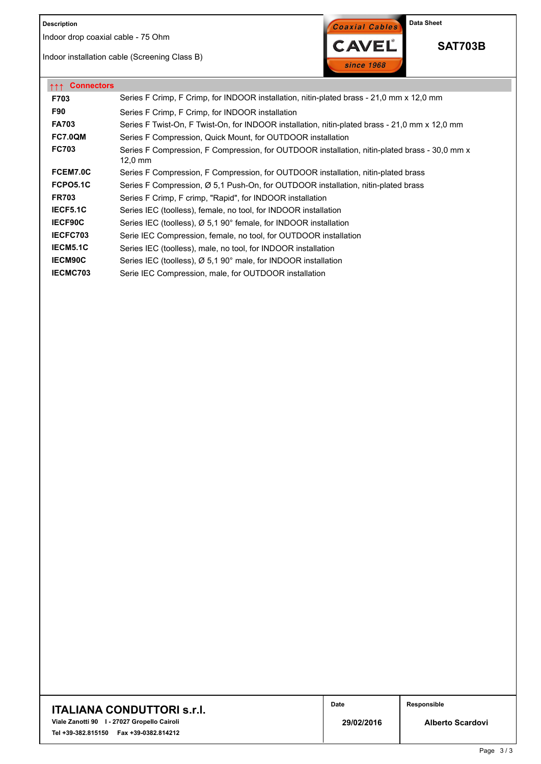**Description**

Indoor drop coaxial cable - 75 Ohm

Indoor installation cable (Screening Class B)

**Data Sheet**

**SAT703B**

## ↑↑↑ Connectors

| | |
|---|---|
| **F703** | Series F Crimp, F Crimp, for INDOOR installation, nitin-plated brass - 21,0 mm x 12,0 mm |
| **F90** | Series F Crimp, F Crimp, for INDOOR installation |
| **FA703** | Series F Twist-On, F Twist-On, for INDOOR installation, nitin-plated brass - 21,0 mm x 12,0 mm |
| **FC7.0QM** | Series F Compression, Quick Mount, for OUTDOOR installation |
| **FC703** | Series F Compression, F Compression, for OUTDOOR installation, nitin-plated brass - 30,0 mm x 12,0 mm |
| **FCEM7.0C** | Series F Compression, F Compression, for OUTDOOR installation, nitin-plated brass |
| **FCPO5.1C** | Series F Compression, Ø 5,1 Push-On, for OUTDOOR installation, nitin-plated brass |
| **FR703** | Series F Crimp, F crimp, "Rapid", for INDOOR installation |
| **IECF5.1C** | Series IEC (toolless), female, no tool, for INDOOR installation |
| **IECF90C** | Series IEC (toolless), Ø 5,1 90° female, for INDOOR installation |
| **IECFC703** | Serie IEC Compression, female, no tool, for OUTDOOR installation |
| **IECM5.1C** | Series IEC (toolless), male, no tool, for INDOOR installation |
| **IECM90C** | Series IEC (toolless), Ø 5,1 90° male, for INDOOR installation |
| **IECMC703** | Serie IEC Compression, male, for OUTDOOR installation |

**ITALIANA CONDUTTORI s.r.l.**
Viale Zanotti 90 I - 27027 Gropello Cairoli
Tel +39-382.815150 Fax +39-0382.814212

**Date**
29/02/2016

**Responsible**
Alberto Scardovi